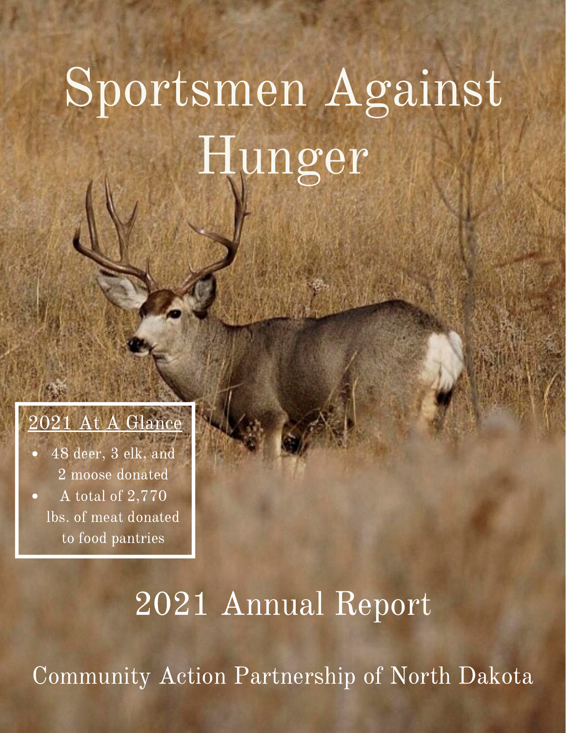# Sportsmen Against Hunger

## 2021 At A Glance

- 48 deer, 3 elk, and 2 moose donated
- A total of 2,770 lbs. of meat donated to food pantries

# 2021 Annual Report

## Community Action Partnership of North Dakota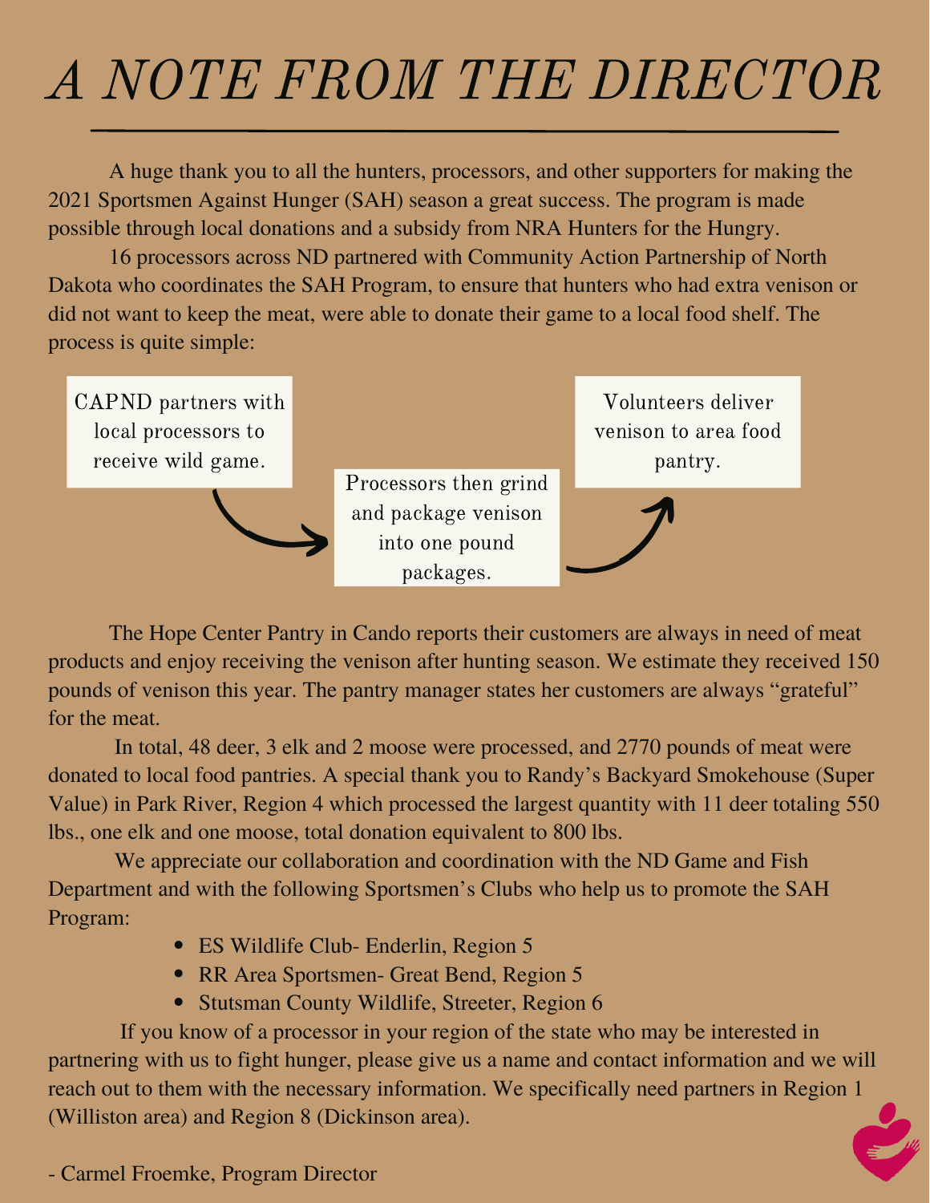# A NOTE FROM THE DIRECTOR

A huge thank you to all the hunters, processors, and other supporters for making the 2021 Sportsmen Against Hunger (SAH) season a great success. The program is made possible through local donations and a subsidy from NRA Hunters for the Hungry.

16 processors across ND partnered with Community Action Partnership of North Dakota who coordinates the SAH Program, to ensure that hunters who had extra venison or did not want to keep the meat, were able to donate their game to a local food shelf. The process is quite simple:

CAPND partners with local processors to receive wild game.

Processors then grind and package venison into one pound packages.

Volunteers deliver venison to area food pantry.

The Hope Center Pantry in Cando reports their customers are always in need of meat products and enjoy receiving the venison after hunting season. We estimate they received 150 pounds of venison this year. The pantry manager states her customers are always "grateful" for the meat.

In total, 48 deer, 3 elk and 2 moose were processed, and 2770 pounds of meat were donated to local food pantries. A special thank you to Randy's Backyard Smokehouse (Super Value) in Park River, Region 4 which processed the largest quantity with 11 deer totaling 550 lbs., one elk and one moose, total donation equivalent to 800 lbs.

We appreciate our collaboration and coordination with the ND Game and Fish Department and with the following Sportsmen's Clubs who help us to promote the SAH Program:

- ES Wildlife Club- Enderlin, Region 5
- RR Area Sportsmen- Great Bend, Region 5
- Stutsman County Wildlife, Streeter, Region 6

If you know of a processor in your region of the state who may be interested in partnering with us to fight hunger, please give us a name and contact information and we will reach out to them with the necessary information. We specifically need partners in Region 1 (Williston area) and Region 8 (Dickinson area).

- Carmel Froemke, Program Director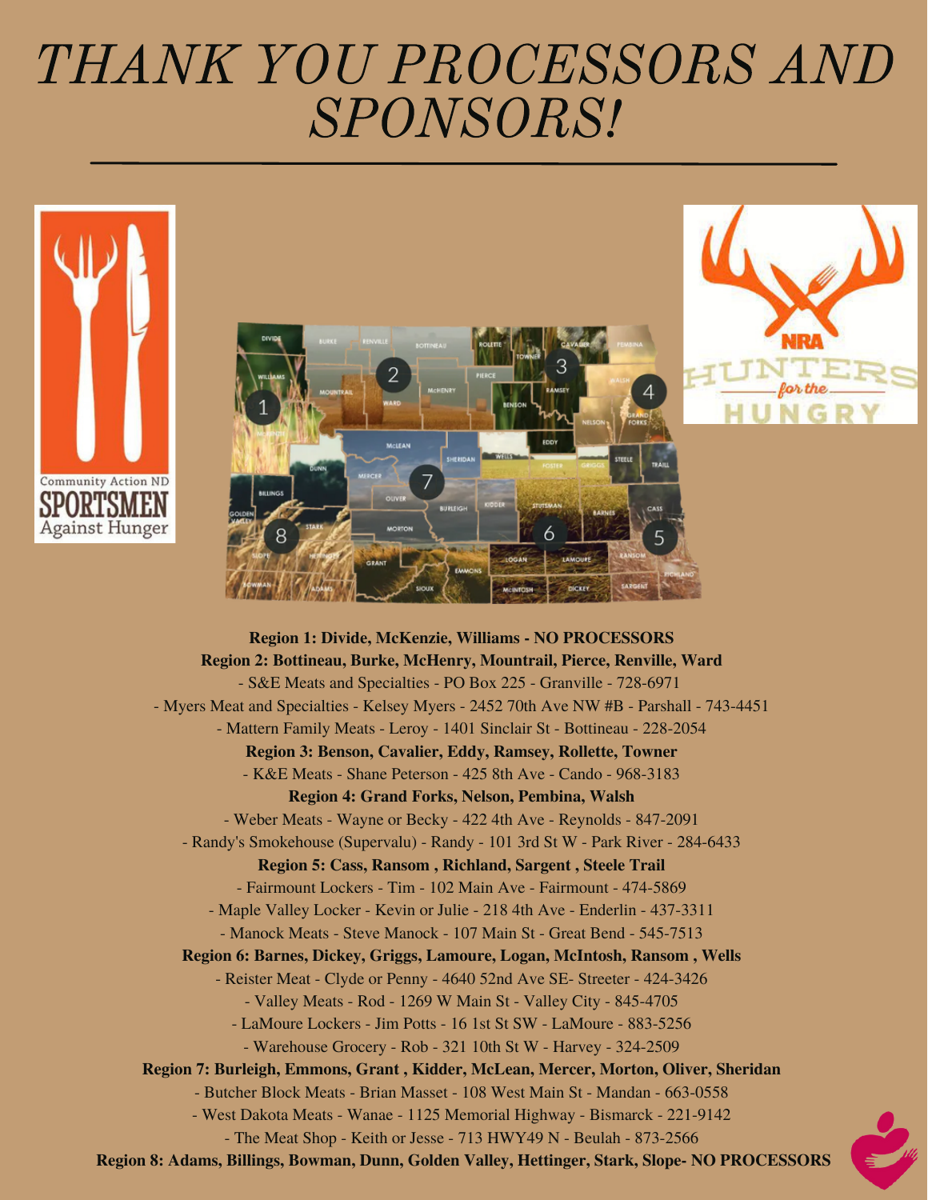# THANK YOU PROCESSORS AND SPONSORS!

**Region 1: Divide, McKenzie, Williams - NO PROCESSORS**

**Region 2: Bottineau, Burke, McHenry, Mountrail, Pierce, Renville, Ward**

- S&E Meats and Specialties - PO Box 225 - Granville - 728-6971
- Myers Meat and Specialties - Kelsey Myers - 2452 70th Ave NW #B - Parshall - 743-4451
- Mattern Family Meats - Leroy - 1401 Sinclair St - Bottineau - 228-2054

**Region 3: Benson, Cavalier, Eddy, Ramsey, Rollette, Towner**

- K&E Meats - Shane Peterson - 425 8th Ave - Cando - 968-3183

**Region 4: Grand Forks, Nelson, Pembina, Walsh**

- Weber Meats - Wayne or Becky - 422 4th Ave - Reynolds - 847-2091
- Randy's Smokehouse (Supervalu) - Randy - 101 3rd St W - Park River - 284-6433

**Region 5: Cass, Ransom , Richland, Sargent , Steele Trail**

- Fairmount Lockers - Tim - 102 Main Ave - Fairmount - 474-5869
- Maple Valley Locker - Kevin or Julie - 218 4th Ave - Enderlin - 437-3311
- Manock Meats - Steve Manock - 107 Main St - Great Bend - 545-7513

**Region 6: Barnes, Dickey, Griggs, Lamoure, Logan, McIntosh, Ransom , Wells**

- Reister Meat - Clyde or Penny - 4640 52nd Ave SE- Streeter - 424-3426
- Valley Meats - Rod - 1269 W Main St - Valley City - 845-4705
- LaMoure Lockers - Jim Potts - 16 1st St SW - LaMoure - 883-5256
- Warehouse Grocery - Rob - 321 10th St W - Harvey - 324-2509

**Region 7: Burleigh, Emmons, Grant , Kidder, McLean, Mercer, Morton, Oliver, Sheridan**

- Butcher Block Meats - Brian Masset - 108 West Main St - Mandan - 663-0558
- West Dakota Meats - Wanae - 1125 Memorial Highway - Bismarck - 221-9142
- The Meat Shop - Keith or Jesse - 713 HWY49 N - Beulah - 873-2566

**Region 8: Adams, Billings, Bowman, Dunn, Golden Valley, Hettinger, Stark, Slope- NO PROCESSORS**